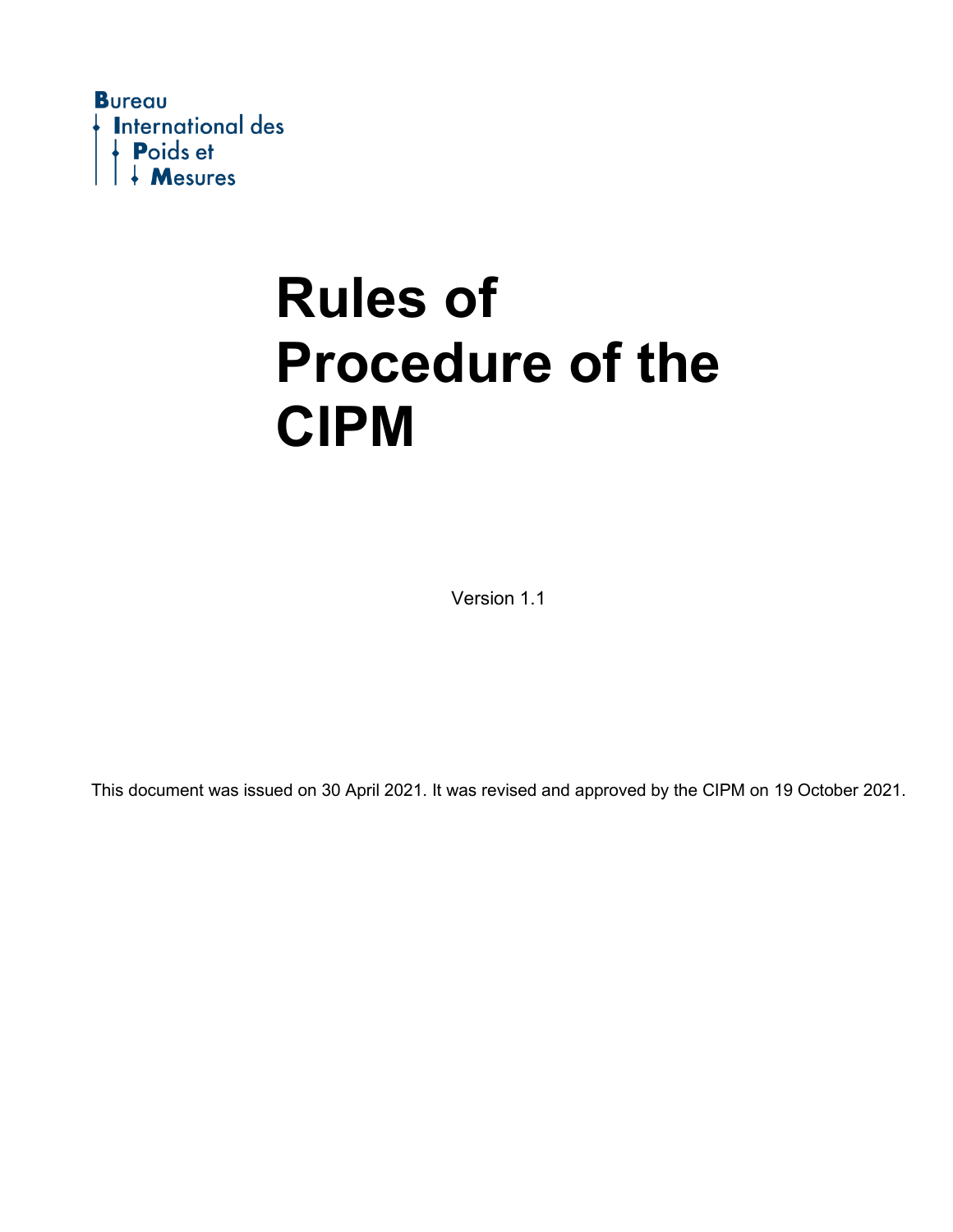Bureau
International des
Poids et
Mesures

# Rules of Procedure of the CIPM

Version 1.1

This document was issued on 30 April 2021. It was revised and approved by the CIPM on 19 October 2021.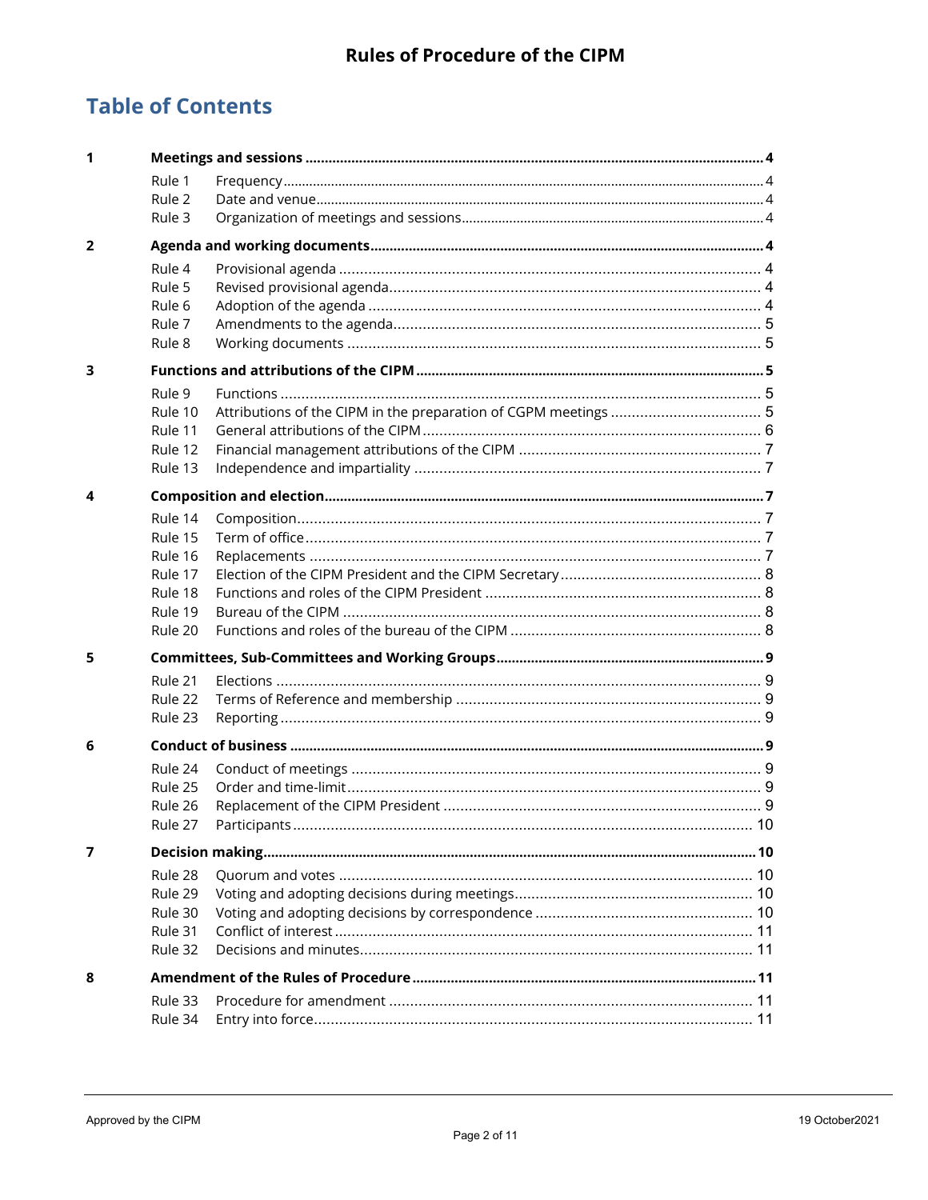# Rules of Procedure of the CIPM

## Table of Contents

| | | | |
|---|---|---|---|
| **1** | **Meetings and sessions** | | **4** |
| | Rule 1 | Frequency | 4 |
| | Rule 2 | Date and venue | 4 |
| | Rule 3 | Organization of meetings and sessions | 4 |
| **2** | **Agenda and working documents** | | **4** |
| | Rule 4 | Provisional agenda | 4 |
| | Rule 5 | Revised provisional agenda | 4 |
| | Rule 6 | Adoption of the agenda | 4 |
| | Rule 7 | Amendments to the agenda | 5 |
| | Rule 8 | Working documents | 5 |
| **3** | **Functions and attributions of the CIPM** | | **5** |
| | Rule 9 | Functions | 5 |
| | Rule 10 | Attributions of the CIPM in the preparation of CGPM meetings | 5 |
| | Rule 11 | General attributions of the CIPM | 6 |
| | Rule 12 | Financial management attributions of the CIPM | 7 |
| | Rule 13 | Independence and impartiality | 7 |
| **4** | **Composition and election** | | **7** |
| | Rule 14 | Composition | 7 |
| | Rule 15 | Term of office | 7 |
| | Rule 16 | Replacements | 7 |
| | Rule 17 | Election of the CIPM President and the CIPM Secretary | 8 |
| | Rule 18 | Functions and roles of the CIPM President | 8 |
| | Rule 19 | Bureau of the CIPM | 8 |
| | Rule 20 | Functions and roles of the bureau of the CIPM | 8 |
| **5** | **Committees, Sub-Committees and Working Groups** | | **9** |
| | Rule 21 | Elections | 9 |
| | Rule 22 | Terms of Reference and membership | 9 |
| | Rule 23 | Reporting | 9 |
| **6** | **Conduct of business** | | **9** |
| | Rule 24 | Conduct of meetings | 9 |
| | Rule 25 | Order and time-limit | 9 |
| | Rule 26 | Replacement of the CIPM President | 9 |
| | Rule 27 | Participants | 10 |
| **7** | **Decision making** | | **10** |
| | Rule 28 | Quorum and votes | 10 |
| | Rule 29 | Voting and adopting decisions during meetings | 10 |
| | Rule 30 | Voting and adopting decisions by correspondence | 10 |
| | Rule 31 | Conflict of interest | 11 |
| | Rule 32 | Decisions and minutes | 11 |
| **8** | **Amendment of the Rules of Procedure** | | **11** |
| | Rule 33 | Procedure for amendment | 11 |
| | Rule 34 | Entry into force | 11 |

Approved by the CIPM — 19 October2021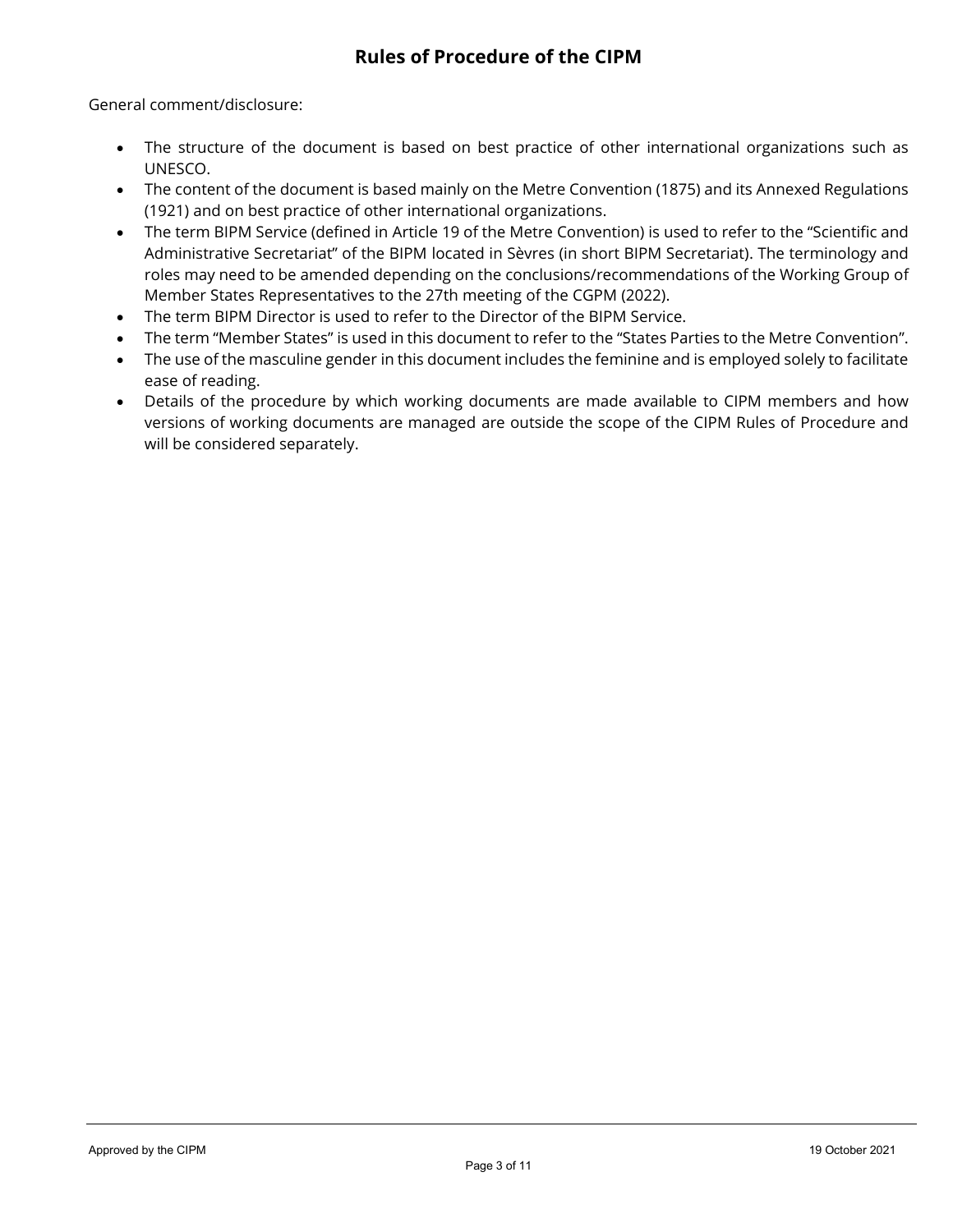# Rules of Procedure of the CIPM

General comment/disclosure:

- The structure of the document is based on best practice of other international organizations such as UNESCO.
- The content of the document is based mainly on the Metre Convention (1875) and its Annexed Regulations (1921) and on best practice of other international organizations.
- The term BIPM Service (defined in Article 19 of the Metre Convention) is used to refer to the "Scientific and Administrative Secretariat" of the BIPM located in Sèvres (in short BIPM Secretariat). The terminology and roles may need to be amended depending on the conclusions/recommendations of the Working Group of Member States Representatives to the 27th meeting of the CGPM (2022).
- The term BIPM Director is used to refer to the Director of the BIPM Service.
- The term "Member States" is used in this document to refer to the "States Parties to the Metre Convention".
- The use of the masculine gender in this document includes the feminine and is employed solely to facilitate ease of reading.
- Details of the procedure by which working documents are made available to CIPM members and how versions of working documents are managed are outside the scope of the CIPM Rules of Procedure and will be considered separately.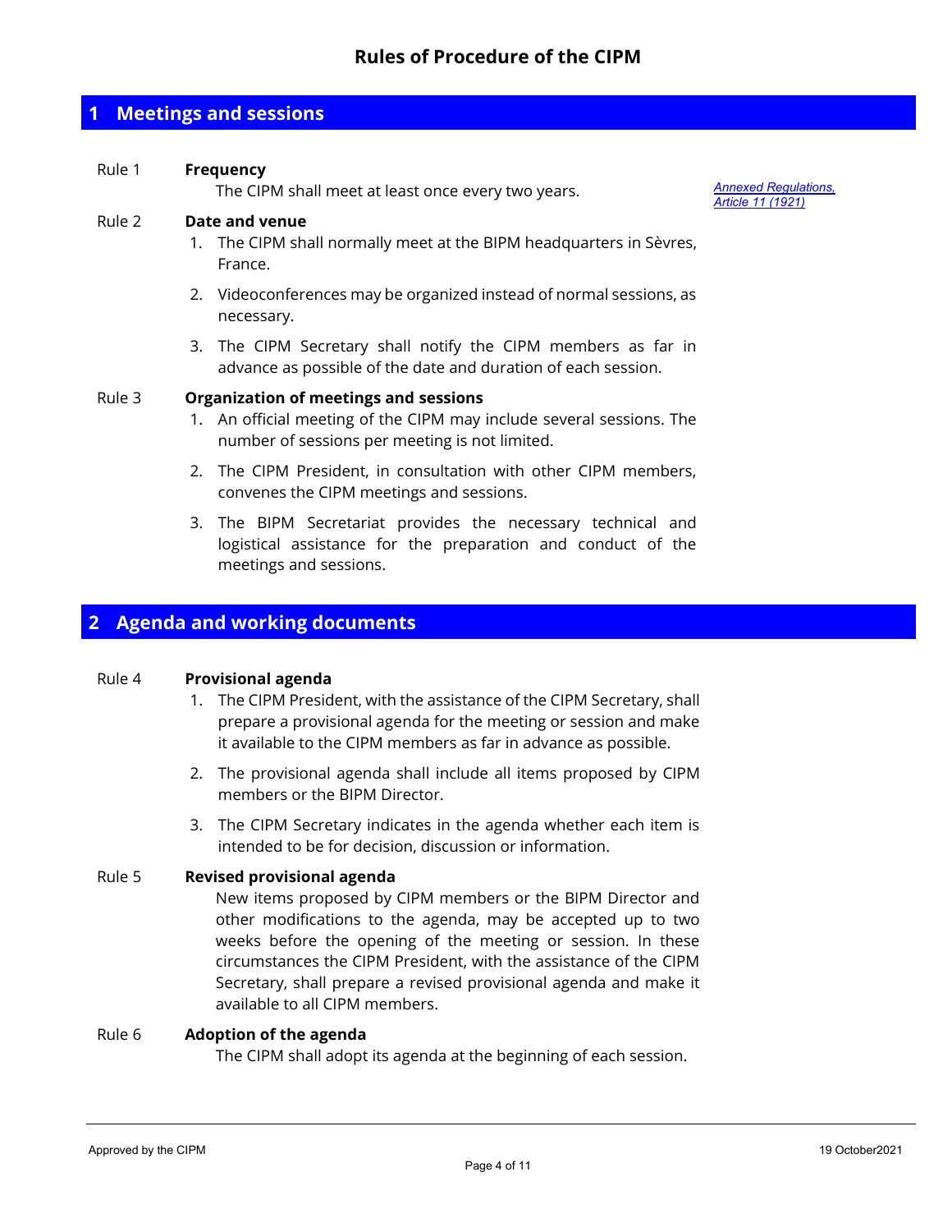# Rules of Procedure of the CIPM

## 1 Meetings and sessions

**Rule 1 Frequency**

The CIPM shall meet at least once every two years.

*Annexed Regulations, Article 11 (1921)*

**Rule 2 Date and venue**

1. The CIPM shall normally meet at the BIPM headquarters in Sèvres, France.
2. Videoconferences may be organized instead of normal sessions, as necessary.
3. The CIPM Secretary shall notify the CIPM members as far in advance as possible of the date and duration of each session.

**Rule 3 Organization of meetings and sessions**

1. An official meeting of the CIPM may include several sessions. The number of sessions per meeting is not limited.
2. The CIPM President, in consultation with other CIPM members, convenes the CIPM meetings and sessions.
3. The BIPM Secretariat provides the necessary technical and logistical assistance for the preparation and conduct of the meetings and sessions.

## 2 Agenda and working documents

**Rule 4 Provisional agenda**

1. The CIPM President, with the assistance of the CIPM Secretary, shall prepare a provisional agenda for the meeting or session and make it available to the CIPM members as far in advance as possible.
2. The provisional agenda shall include all items proposed by CIPM members or the BIPM Director.
3. The CIPM Secretary indicates in the agenda whether each item is intended to be for decision, discussion or information.

**Rule 5 Revised provisional agenda**

New items proposed by CIPM members or the BIPM Director and other modifications to the agenda, may be accepted up to two weeks before the opening of the meeting or session. In these circumstances the CIPM President, with the assistance of the CIPM Secretary, shall prepare a revised provisional agenda and make it available to all CIPM members.

**Rule 6 Adoption of the agenda**

The CIPM shall adopt its agenda at the beginning of each session.

Approved by the CIPM 19 October2021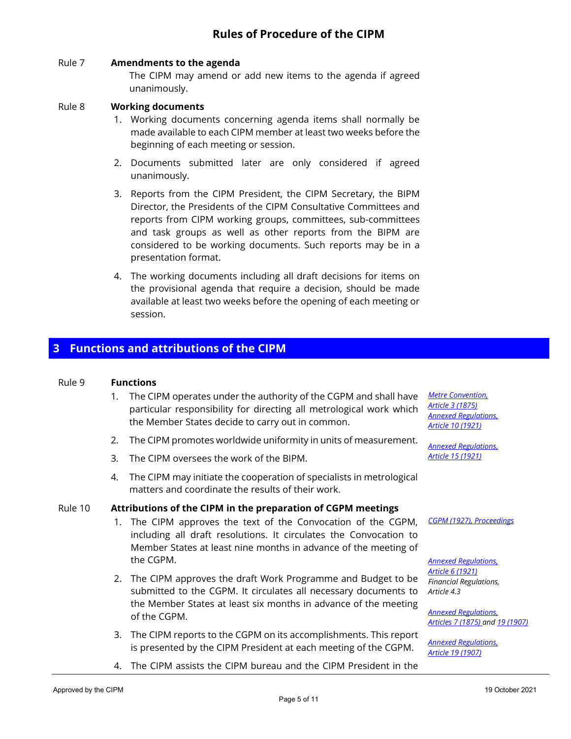Rule 7 **Amendments to the agenda**

The CIPM may amend or add new items to the agenda if agreed unanimously.

Rule 8 **Working documents**

1. Working documents concerning agenda items shall normally be made available to each CIPM member at least two weeks before the beginning of each meeting or session.
2. Documents submitted later are only considered if agreed unanimously.
3. Reports from the CIPM President, the CIPM Secretary, the BIPM Director, the Presidents of the CIPM Consultative Committees and reports from CIPM working groups, committees, sub-committees and task groups as well as other reports from the BIPM are considered to be working documents. Such reports may be in a presentation format.
4. The working documents including all draft decisions for items on the provisional agenda that require a decision, should be made available at least two weeks before the opening of each meeting or session.

## 3 Functions and attributions of the CIPM

Rule 9 **Functions**

1. The CIPM operates under the authority of the CGPM and shall have particular responsibility for directing all metrological work which the Member States decide to carry out in common. *Metre Convention, Article 3 (1875)*; *Annexed Regulations, Article 10 (1921)*
2. The CIPM promotes worldwide uniformity in units of measurement.
3. The CIPM oversees the work of the BIPM. *Annexed Regulations, Article 15 (1921)*
4. The CIPM may initiate the cooperation of specialists in metrological matters and coordinate the results of their work.

Rule 10 **Attributions of the CIPM in the preparation of CGPM meetings**

1. The CIPM approves the text of the Convocation of the CGPM, including all draft resolutions. It circulates the Convocation to Member States at least nine months in advance of the meeting of the CGPM. *CGPM (1927), Proceedings*
2. The CIPM approves the draft Work Programme and Budget to be submitted to the CGPM. It circulates all necessary documents to the Member States at least six months in advance of the meeting of the CGPM. *Annexed Regulations, Article 6 (1921)*; *Financial Regulations, Article 4.3*
3. The CIPM reports to the CGPM on its accomplishments. This report is presented by the CIPM President at each meeting of the CGPM. *Annexed Regulations, Articles 7 (1875) and 19 (1907)*
4. The CIPM assists the CIPM bureau and the CIPM President in the *Annexed Regulations, Article 19 (1907)*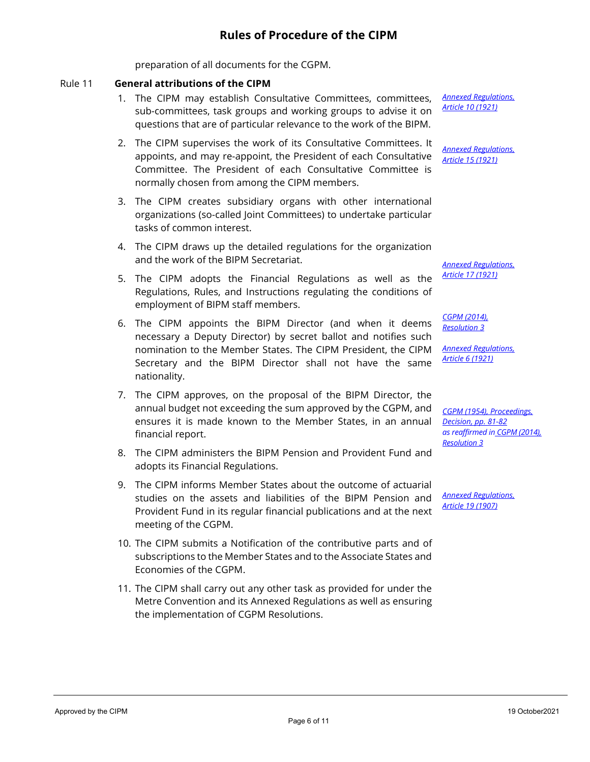preparation of all documents for the CGPM.

Rule 11 **General attributions of the CIPM**

1. The CIPM may establish Consultative Committees, committees, sub-committees, task groups and working groups to advise it on questions that are of particular relevance to the work of the BIPM.

   *Annexed Regulations, Article 10 (1921)*

2. The CIPM supervises the work of its Consultative Committees. It appoints, and may re-appoint, the President of each Consultative Committee. The President of each Consultative Committee is normally chosen from among the CIPM members.

   *Annexed Regulations, Article 15 (1921)*

3. The CIPM creates subsidiary organs with other international organizations (so-called Joint Committees) to undertake particular tasks of common interest.

4. The CIPM draws up the detailed regulations for the organization and the work of the BIPM Secretariat.

   *Annexed Regulations, Article 17 (1921)*

5. The CIPM adopts the Financial Regulations as well as the Regulations, Rules, and Instructions regulating the conditions of employment of BIPM staff members.

   *CGPM (2014), Resolution 3*

6. The CIPM appoints the BIPM Director (and when it deems necessary a Deputy Director) by secret ballot and notifies such nomination to the Member States. The CIPM President, the CIPM Secretary and the BIPM Director shall not have the same nationality.

   *Annexed Regulations, Article 6 (1921)*

7. The CIPM approves, on the proposal of the BIPM Director, the annual budget not exceeding the sum approved by the CGPM, and ensures it is made known to the Member States, in an annual financial report.

   *CGPM (1954), Proceedings, Decision, pp. 81-82 as reaffirmed in CGPM (2014), Resolution 3*

8. The CIPM administers the BIPM Pension and Provident Fund and adopts its Financial Regulations.

9. The CIPM informs Member States about the outcome of actuarial studies on the assets and liabilities of the BIPM Pension and Provident Fund in its regular financial publications and at the next meeting of the CGPM.

   *Annexed Regulations, Article 19 (1907)*

10. The CIPM submits a Notification of the contributive parts and of subscriptions to the Member States and to the Associate States and Economies of the CGPM.

11. The CIPM shall carry out any other task as provided for under the Metre Convention and its Annexed Regulations as well as ensuring the implementation of CGPM Resolutions.

Approved by the CIPM 19 October2021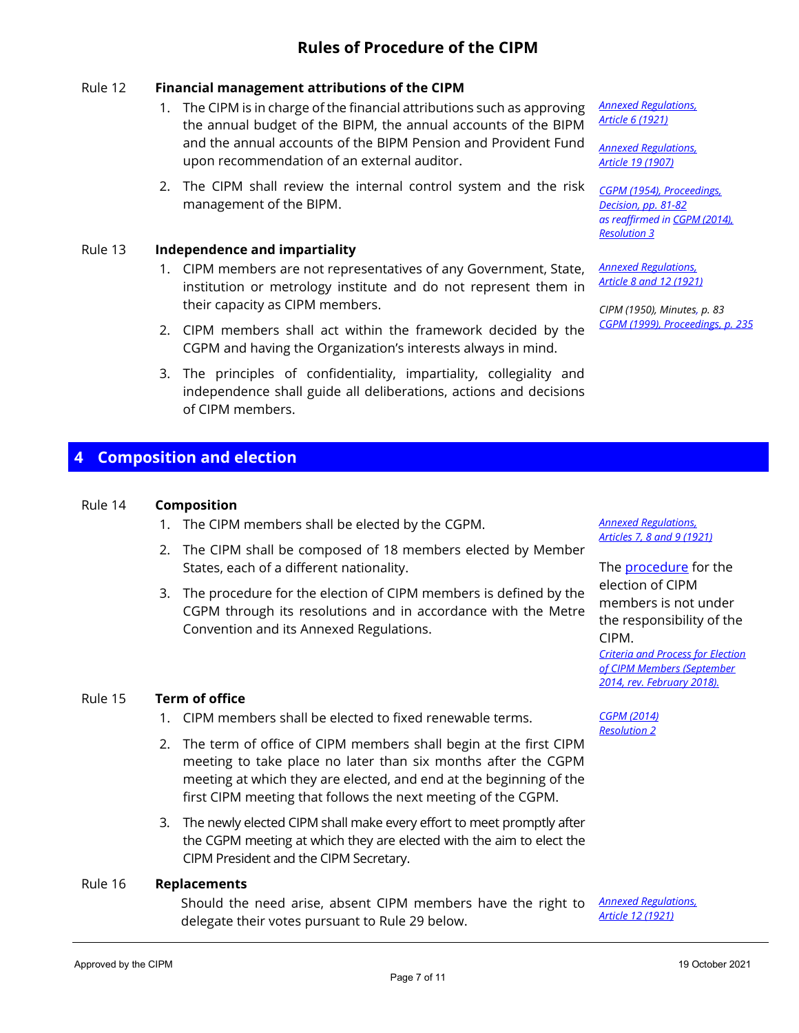# Rules of Procedure of the CIPM

**Rule 12 Financial management attributions of the CIPM**

1. The CIPM is in charge of the financial attributions such as approving the annual budget of the BIPM, the annual accounts of the BIPM and the annual accounts of the BIPM Pension and Provident Fund upon recommendation of an external auditor.
2. The CIPM shall review the internal control system and the risk management of the BIPM.

*Annexed Regulations, Article 6 (1921)*

*Annexed Regulations, Article 19 (1907)*

*CGPM (1954), Proceedings, Decision, pp. 81-82 as reaffirmed in CGPM (2014), Resolution 3*

**Rule 13 Independence and impartiality**

1. CIPM members are not representatives of any Government, State, institution or metrology institute and do not represent them in their capacity as CIPM members.
2. CIPM members shall act within the framework decided by the CGPM and having the Organization's interests always in mind.
3. The principles of confidentiality, impartiality, collegiality and independence shall guide all deliberations, actions and decisions of CIPM members.

*Annexed Regulations, Article 8 and 12 (1921)*

*CIPM (1950), Minutes, p. 83*
*CGPM (1999), Proceedings, p. 235*

## 4 Composition and election

**Rule 14 Composition**

1. The CIPM members shall be elected by the CGPM.
2. The CIPM shall be composed of 18 members elected by Member States, each of a different nationality.
3. The procedure for the election of CIPM members is defined by the CGPM through its resolutions and in accordance with the Metre Convention and its Annexed Regulations.

*Annexed Regulations, Articles 7, 8 and 9 (1921)*

The procedure for the election of CIPM members is not under the responsibility of the CIPM.
*Criteria and Process for Election of CIPM Members (September 2014, rev. February 2018).*

**Rule 15 Term of office**

1. CIPM members shall be elected to fixed renewable terms.
2. The term of office of CIPM members shall begin at the first CIPM meeting to take place no later than six months after the CGPM meeting at which they are elected, and end at the beginning of the first CIPM meeting that follows the next meeting of the CGPM.
3. The newly elected CIPM shall make every effort to meet promptly after the CGPM meeting at which they are elected with the aim to elect the CIPM President and the CIPM Secretary.

*CGPM (2014) Resolution 2*

**Rule 16 Replacements**

Should the need arise, absent CIPM members have the right to delegate their votes pursuant to Rule 29 below.

*Annexed Regulations, Article 12 (1921)*

Approved by the CIPM — 19 October 2021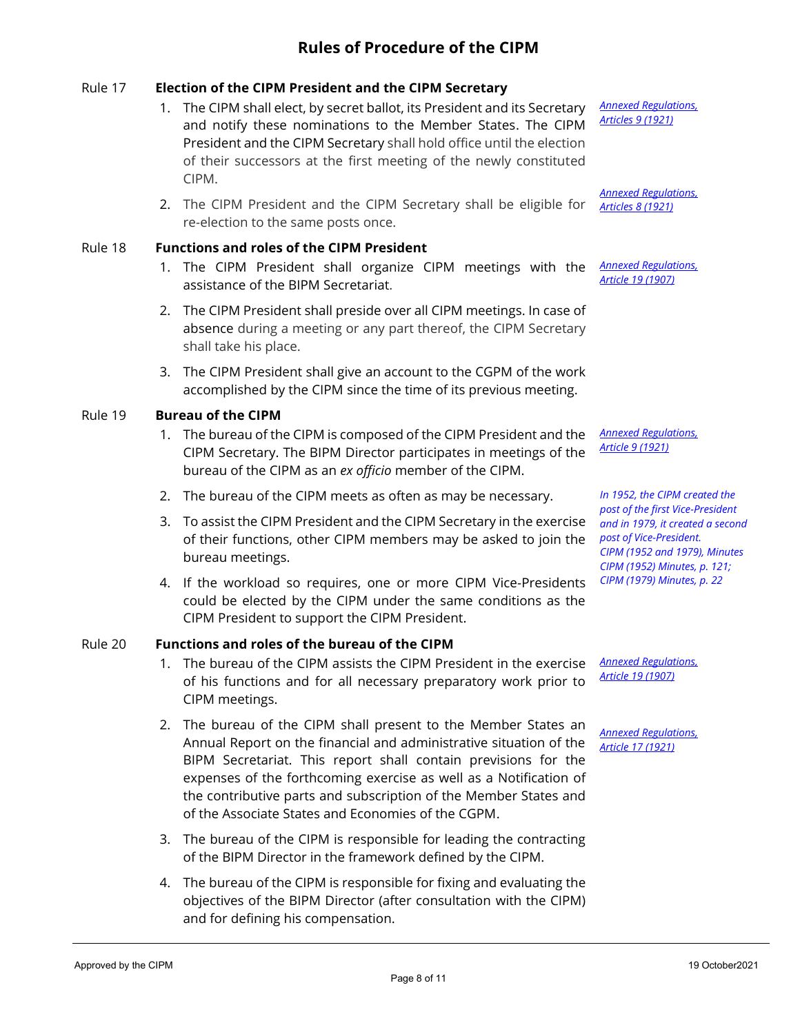## Rules of Procedure of the CIPM

### Rule 17 Election of the CIPM President and the CIPM Secretary

1. The CIPM shall elect, by secret ballot, its President and its Secretary and notify these nominations to the Member States. The CIPM President and the CIPM Secretary shall hold office until the election of their successors at the first meeting of the newly constituted CIPM.

   *Annexed Regulations, Articles 9 (1921)*

2. The CIPM President and the CIPM Secretary shall be eligible for re-election to the same posts once.

   *Annexed Regulations, Articles 8 (1921)*

### Rule 18 Functions and roles of the CIPM President

1. The CIPM President shall organize CIPM meetings with the assistance of the BIPM Secretariat.

   *Annexed Regulations, Article 19 (1907)*

2. The CIPM President shall preside over all CIPM meetings. In case of absence during a meeting or any part thereof, the CIPM Secretary shall take his place.
3. The CIPM President shall give an account to the CGPM of the work accomplished by the CIPM since the time of its previous meeting.

### Rule 19 Bureau of the CIPM

1. The bureau of the CIPM is composed of the CIPM President and the CIPM Secretary. The BIPM Director participates in meetings of the bureau of the CIPM as an *ex officio* member of the CIPM.

   *Annexed Regulations, Article 9 (1921)*

2. The bureau of the CIPM meets as often as may be necessary.
3. To assist the CIPM President and the CIPM Secretary in the exercise of their functions, other CIPM members may be asked to join the bureau meetings.
4. If the workload so requires, one or more CIPM Vice-Presidents could be elected by the CIPM under the same conditions as the CIPM President to support the CIPM President.

   *In 1952, the CIPM created the post of the first Vice-President and in 1979, it created a second post of Vice-President. CIPM (1952 and 1979), Minutes CIPM (1952) Minutes, p. 121; CIPM (1979) Minutes, p. 22*

### Rule 20 Functions and roles of the bureau of the CIPM

1. The bureau of the CIPM assists the CIPM President in the exercise of his functions and for all necessary preparatory work prior to CIPM meetings.

   *Annexed Regulations, Article 19 (1907)*

2. The bureau of the CIPM shall present to the Member States an Annual Report on the financial and administrative situation of the BIPM Secretariat. This report shall contain previsions for the expenses of the forthcoming exercise as well as a Notification of the contributive parts and subscription of the Member States and of the Associate States and Economies of the CGPM.

   *Annexed Regulations, Article 17 (1921)*

3. The bureau of the CIPM is responsible for leading the contracting of the BIPM Director in the framework defined by the CIPM.
4. The bureau of the CIPM is responsible for fixing and evaluating the objectives of the BIPM Director (after consultation with the CIPM) and for defining his compensation.

Approved by the CIPM 19 October2021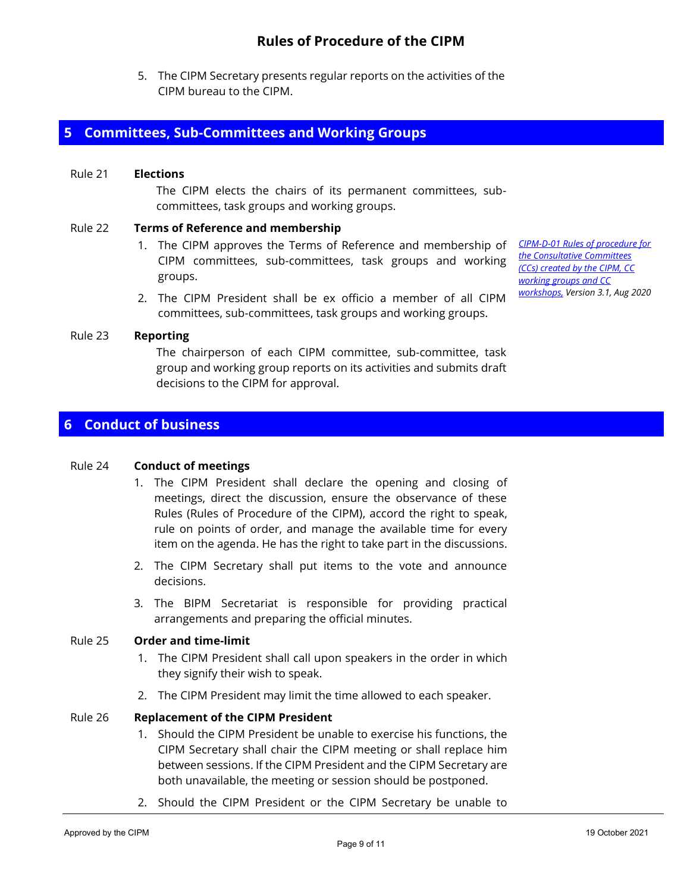5. The CIPM Secretary presents regular reports on the activities of the CIPM bureau to the CIPM.

## 5 Committees, Sub-Committees and Working Groups

Rule 21 **Elections**

The CIPM elects the chairs of its permanent committees, sub-committees, task groups and working groups.

Rule 22 **Terms of Reference and membership**

1. The CIPM approves the Terms of Reference and membership of CIPM committees, sub-committees, task groups and working groups.
2. The CIPM President shall be ex officio a member of all CIPM committees, sub-committees, task groups and working groups.

*CIPM-D-01 Rules of procedure for the Consultative Committees (CCs) created by the CIPM, CC working groups and CC workshops, Version 3.1, Aug 2020*

Rule 23 **Reporting**

The chairperson of each CIPM committee, sub-committee, task group and working group reports on its activities and submits draft decisions to the CIPM for approval.

## 6 Conduct of business

Rule 24 **Conduct of meetings**

1. The CIPM President shall declare the opening and closing of meetings, direct the discussion, ensure the observance of these Rules (Rules of Procedure of the CIPM), accord the right to speak, rule on points of order, and manage the available time for every item on the agenda. He has the right to take part in the discussions.
2. The CIPM Secretary shall put items to the vote and announce decisions.
3. The BIPM Secretariat is responsible for providing practical arrangements and preparing the official minutes.

Rule 25 **Order and time-limit**

1. The CIPM President shall call upon speakers in the order in which they signify their wish to speak.
2. The CIPM President may limit the time allowed to each speaker.

Rule 26 **Replacement of the CIPM President**

1. Should the CIPM President be unable to exercise his functions, the CIPM Secretary shall chair the CIPM meeting or shall replace him between sessions. If the CIPM President and the CIPM Secretary are both unavailable, the meeting or session should be postponed.
2. Should the CIPM President or the CIPM Secretary be unable to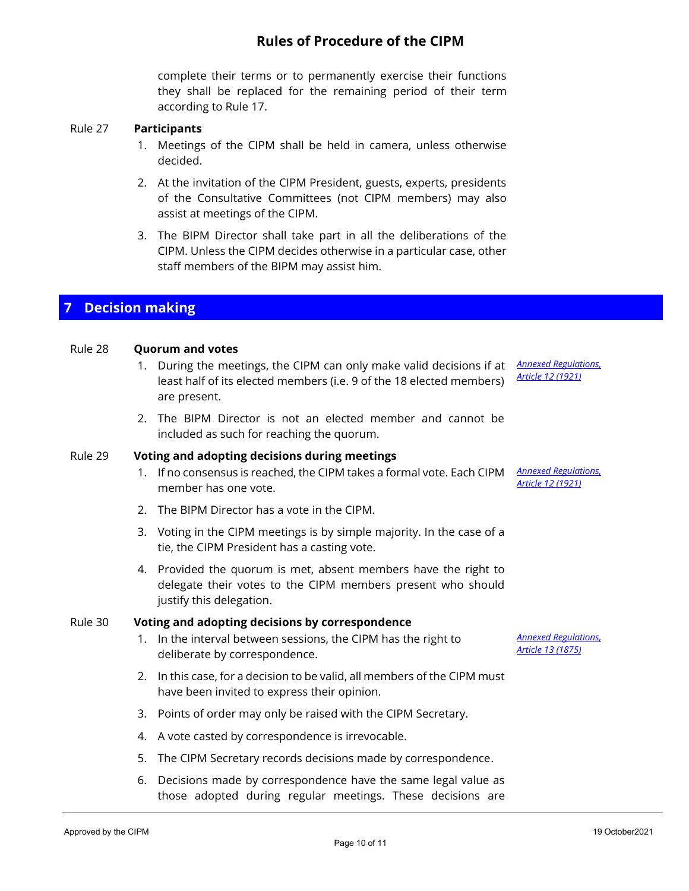complete their terms or to permanently exercise their functions they shall be replaced for the remaining period of their term according to Rule 17.

Rule 27 **Participants**

1. Meetings of the CIPM shall be held in camera, unless otherwise decided.
2. At the invitation of the CIPM President, guests, experts, presidents of the Consultative Committees (not CIPM members) may also assist at meetings of the CIPM.
3. The BIPM Director shall take part in all the deliberations of the CIPM. Unless the CIPM decides otherwise in a particular case, other staff members of the BIPM may assist him.

# 7 Decision making

Rule 28 **Quorum and votes**

*Annexed Regulations, Article 12 (1921)*

1. During the meetings, the CIPM can only make valid decisions if at least half of its elected members (i.e. 9 of the 18 elected members) are present.
2. The BIPM Director is not an elected member and cannot be included as such for reaching the quorum.

Rule 29 **Voting and adopting decisions during meetings**

*Annexed Regulations, Article 12 (1921)*

1. If no consensus is reached, the CIPM takes a formal vote. Each CIPM member has one vote.
2. The BIPM Director has a vote in the CIPM.
3. Voting in the CIPM meetings is by simple majority. In the case of a tie, the CIPM President has a casting vote.
4. Provided the quorum is met, absent members have the right to delegate their votes to the CIPM members present who should justify this delegation.

Rule 30 **Voting and adopting decisions by correspondence**

*Annexed Regulations, Article 13 (1875)*

1. In the interval between sessions, the CIPM has the right to deliberate by correspondence.
2. In this case, for a decision to be valid, all members of the CIPM must have been invited to express their opinion.
3. Points of order may only be raised with the CIPM Secretary.
4. A vote casted by correspondence is irrevocable.
5. The CIPM Secretary records decisions made by correspondence.
6. Decisions made by correspondence have the same legal value as those adopted during regular meetings. These decisions are

Approved by the CIPM 19 October2021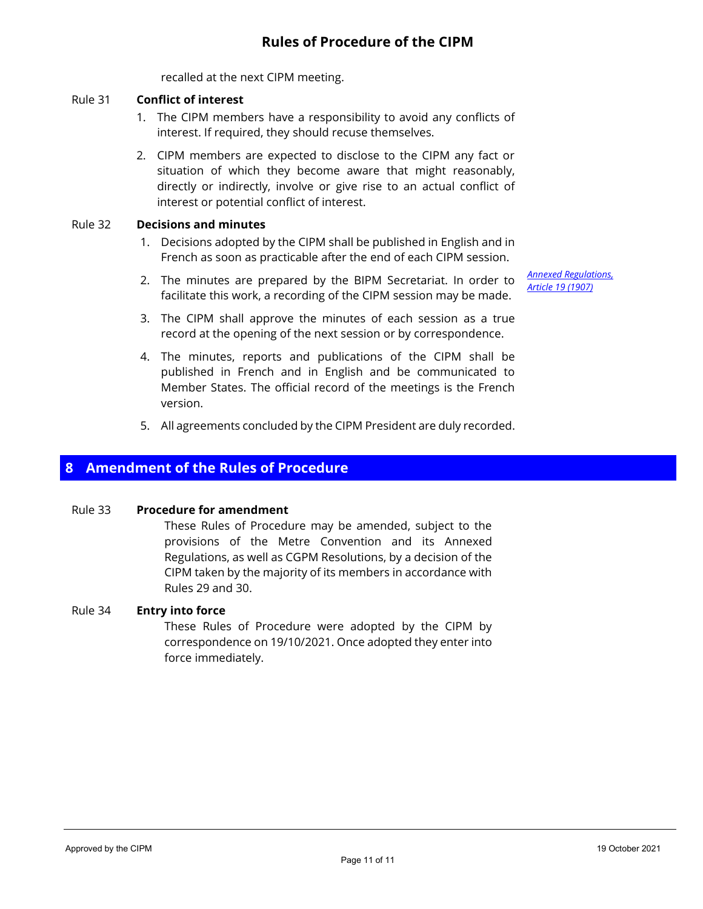recalled at the next CIPM meeting.

Rule 31 **Conflict of interest**

1. The CIPM members have a responsibility to avoid any conflicts of interest. If required, they should recuse themselves.
2. CIPM members are expected to disclose to the CIPM any fact or situation of which they become aware that might reasonably, directly or indirectly, involve or give rise to an actual conflict of interest or potential conflict of interest.

Rule 32 **Decisions and minutes**

1. Decisions adopted by the CIPM shall be published in English and in French as soon as practicable after the end of each CIPM session.
2. The minutes are prepared by the BIPM Secretariat. In order to facilitate this work, a recording of the CIPM session may be made.
3. The CIPM shall approve the minutes of each session as a true record at the opening of the next session or by correspondence.
4. The minutes, reports and publications of the CIPM shall be published in French and in English and be communicated to Member States. The official record of the meetings is the French version.
5. All agreements concluded by the CIPM President are duly recorded.

*Annexed Regulations, Article 19 (1907)*

## 8 Amendment of the Rules of Procedure

Rule 33 **Procedure for amendment**

These Rules of Procedure may be amended, subject to the provisions of the Metre Convention and its Annexed Regulations, as well as CGPM Resolutions, by a decision of the CIPM taken by the majority of its members in accordance with Rules 29 and 30.

Rule 34 **Entry into force**

These Rules of Procedure were adopted by the CIPM by correspondence on 19/10/2021. Once adopted they enter into force immediately.